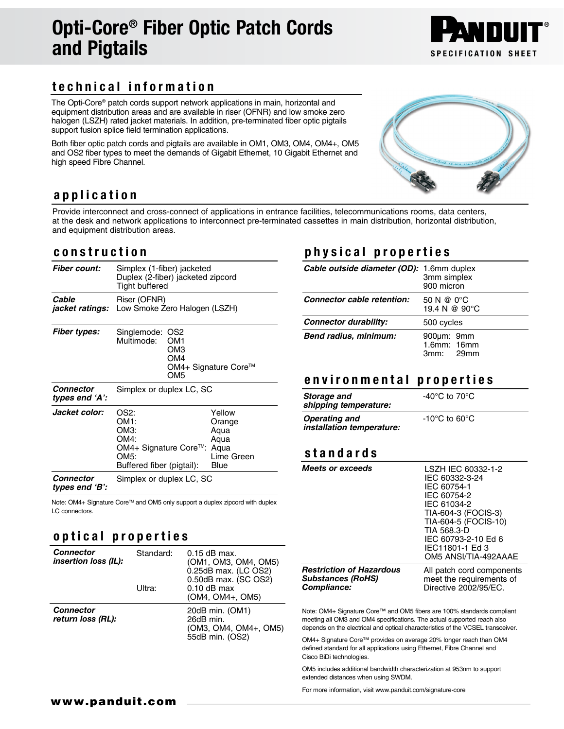# Opti-Core® Fiber Optic Patch Cords and Pigtails

PANDUIT® SPECIFICATION SHEET

## technical information

The Opti-Core® patch cords support network applications in main, horizontal and equipment distribution areas and are available in riser (OFNR) and low smoke zero halogen (LSZH) rated jacket materials. In addition, pre-terminated fiber optic pigtails support fusion splice field termination applications.

Both fiber optic patch cords and pigtails are available in OM1, OM3, OM4, OM4+, OM5 and OS2 fiber types to meet the demands of Gigabit Ethernet, 10 Gigabit Ethernet and high speed Fibre Channel.

## application

Provide interconnect and cross-connect of applications in entrance facilities, telecommunications rooms, data centers, at the desk and network applications to interconnect pre-terminated cassettes in main distribution, horizontal distribution, and equipment distribution areas.

## construction

| | |
|---|---|
| ***Fiber count:*** | Simplex (1-fiber) jacketed<br>Duplex (2-fiber) jacketed zipcord<br>Tight buffered |
| ***Cable jacket ratings:*** | Riser (OFNR)<br>Low Smoke Zero Halogen (LSZH) |
| ***Fiber types:*** | Singlemode: OS2<br>Multimode: OM1, OM3, OM4, OM4+ Signature Core™, OM5 |
| ***Connector types end 'A':*** | Simplex or duplex LC, SC |
| ***Jacket color:*** | OS2: Yellow<br>OM1: Orange<br>OM3: Aqua<br>OM4: Aqua<br>OM4+ Signature Core™: Aqua<br>OM5: Lime Green<br>Buffered fiber (pigtail): Blue |
| ***Connector types end 'B':*** | Simplex or duplex LC, SC |

Note: OM4+ Signature Core™ and OM5 only support a duplex zipcord with duplex LC connectors.

## optical properties

| | | |
|---|---|---|
| ***Connector insertion loss (IL):*** | Standard: | 0.15 dB max. (OM1, OM3, OM4, OM5)<br>0.25dB max. (LC OS2)<br>0.50dB max. (SC OS2) |
| | Ultra: | 0.10 dB max (OM4, OM4+, OM5) |
| ***Connector return loss (RL):*** | | 20dB min. (OM1)<br>26dB min. (OM3, OM4, OM4+, OM5)<br>55dB min. (OS2) |

## physical properties

| | |
|---|---|
| ***Cable outside diameter (OD):*** | 1.6mm duplex<br>3mm simplex<br>900 micron |
| ***Connector cable retention:*** | 50 N @ 0°C<br>19.4 N @ 90°C |
| ***Connector durability:*** | 500 cycles |
| ***Bend radius, minimum:*** | 900µm: 9mm<br>1.6mm: 16mm<br>3mm: 29mm |

## environmental properties

| | |
|---|---|
| ***Storage and shipping temperature:*** | -40°C to 70°C |
| ***Operating and installation temperature:*** | -10°C to 60°C |

## standards

| | |
|---|---|
| ***Meets or exceeds*** | LSZH IEC 60332-1-2<br>IEC 60332-3-24<br>IEC 60754-1<br>IEC 60754-2<br>IEC 61034-2<br>TIA-604-3 (FOCIS-3)<br>TIA-604-5 (FOCIS-10)<br>TIA 568.3-D<br>IEC 60793-2-10 Ed 6<br>IEC11801-1 Ed 3<br>OM5 ANSI/TIA-492AAAE |
| ***Restriction of Hazardous Substances (RoHS) Compliance:*** | All patch cord components meet the requirements of Directive 2002/95/EC. |

Note: OM4+ Signature Core™ and OM5 fibers are 100% standards compliant meeting all OM3 and OM4 specifications. The actual supported reach also depends on the electrical and optical characteristics of the VCSEL transceiver.

OM4+ Signature Core™ provides on average 20% longer reach than OM4 defined standard for all applications using Ethernet, Fibre Channel and Cisco BiDi technologies.

OM5 includes additional bandwidth characterization at 953nm to support extended distances when using SWDM.

For more information, visit www.panduit.com/signature-core

**www.panduit.com**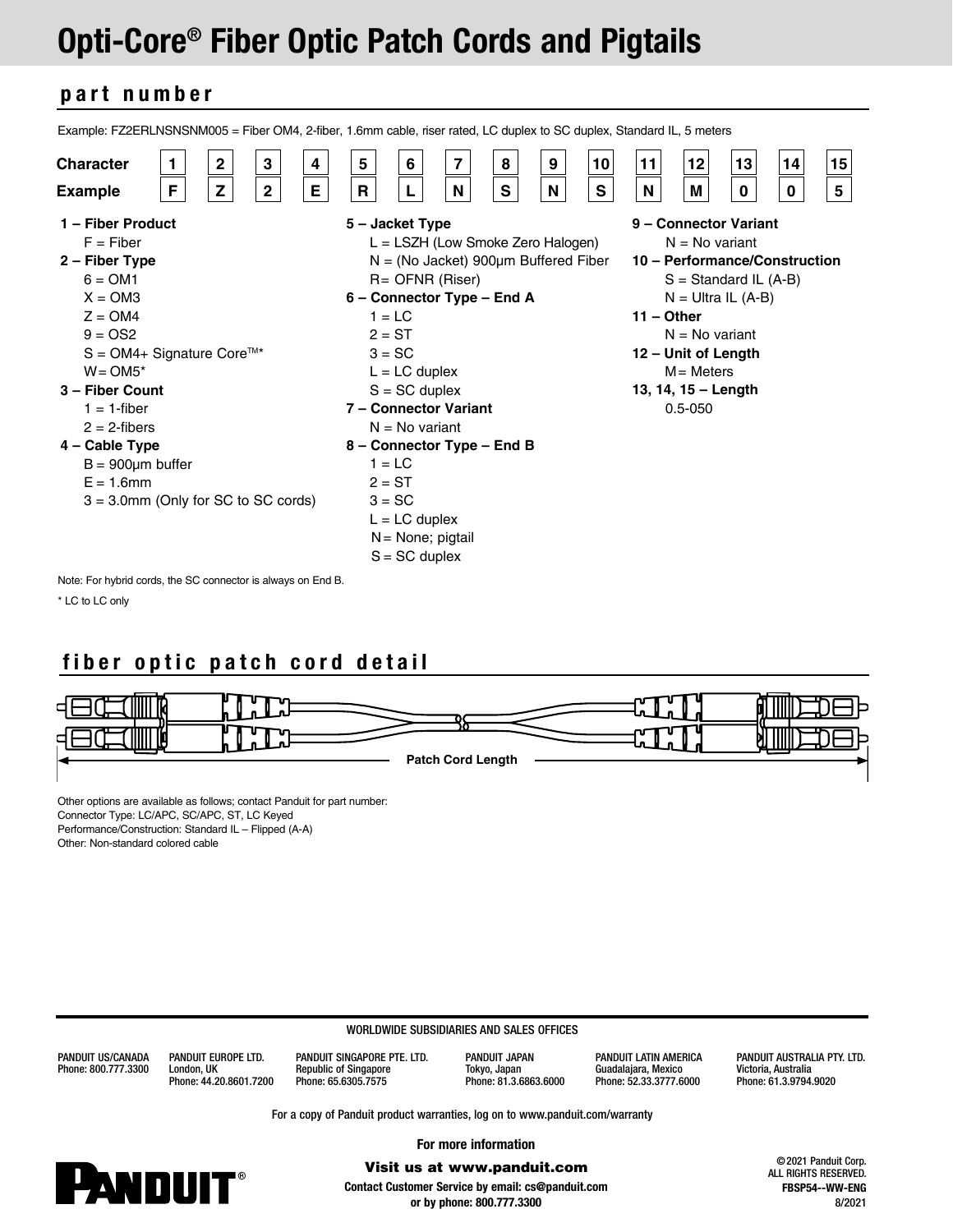# Opti-Core® Fiber Optic Patch Cords and Pigtails

## part number

Example: FZ2ERLNSNSNM005 = Fiber OM4, 2-fiber, 1.6mm cable, riser rated, LC duplex to SC duplex, Standard IL, 5 meters

| Character | 1 | 2 | 3 | 4 | 5 | 6 | 7 | 8 | 9 | 10 | 11 | 12 | 13 | 14 | 15 |
|---|---|---|---|---|---|---|---|---|---|---|---|---|---|---|---|
| Example | F | Z | 2 | E | R | L | N | S | N | S | N | M | 0 | 0 | 5 |

**1 – Fiber Product**
- F = Fiber

**2 – Fiber Type**
- 6 = OM1
- X = OM3
- Z = OM4
- 9 = OS2
- S = OM4+ Signature Core™*
- W = OM5*

**3 – Fiber Count**
- 1 = 1-fiber
- 2 = 2-fibers

**4 – Cable Type**
- B = 900µm buffer
- E = 1.6mm
- 3 = 3.0mm (Only for SC to SC cords)

**5 – Jacket Type**
- L = LSZH (Low Smoke Zero Halogen)
- N = (No Jacket) 900µm Buffered Fiber
- R = OFNR (Riser)

**6 – Connector Type – End A**
- 1 = LC
- 2 = ST
- 3 = SC
- L = LC duplex
- S = SC duplex

**7 – Connector Variant**
- N = No variant

**8 – Connector Type – End B**
- 1 = LC
- 2 = ST
- 3 = SC
- L = LC duplex
- N = None; pigtail
- S = SC duplex

**9 – Connector Variant**
- N = No variant

**10 – Performance/Construction**
- S = Standard IL (A-B)
- N = Ultra IL (A-B)

**11 – Other**
- N = No variant

**12 – Unit of Length**
- M = Meters

**13, 14, 15 – Length**
- 0.5-050

Note: For hybrid cords, the SC connector is always on End B.

* LC to LC only

## fiber optic patch cord detail

Patch Cord Length

Other options are available as follows; contact Panduit for part number:
Connector Type: LC/APC, SC/APC, ST, LC Keyed
Performance/Construction: Standard IL – Flipped (A-A)
Other: Non-standard colored cable

WORLDWIDE SUBSIDIARIES AND SALES OFFICES

PANDUIT US/CANADA
Phone: 800.777.3300

PANDUIT EUROPE LTD.
London, UK
Phone: 44.20.8601.7200

PANDUIT SINGAPORE PTE. LTD.
Republic of Singapore
Phone: 65.6305.7575

PANDUIT JAPAN
Tokyo, Japan
Phone: 81.3.6863.6000

PANDUIT LATIN AMERICA
Guadalajara, Mexico
Phone: 52.33.3777.6000

PANDUIT AUSTRALIA PTY. LTD.
Victoria, Australia
Phone: 61.3.9794.9020

For a copy of Panduit product warranties, log on to www.panduit.com/warranty

For more information

Visit us at www.panduit.com

Contact Customer Service by email: cs@panduit.com
or by phone: 800.777.3300

©2021 Panduit Corp.
ALL RIGHTS RESERVED.
FBSP54--WW-ENG
8/2021